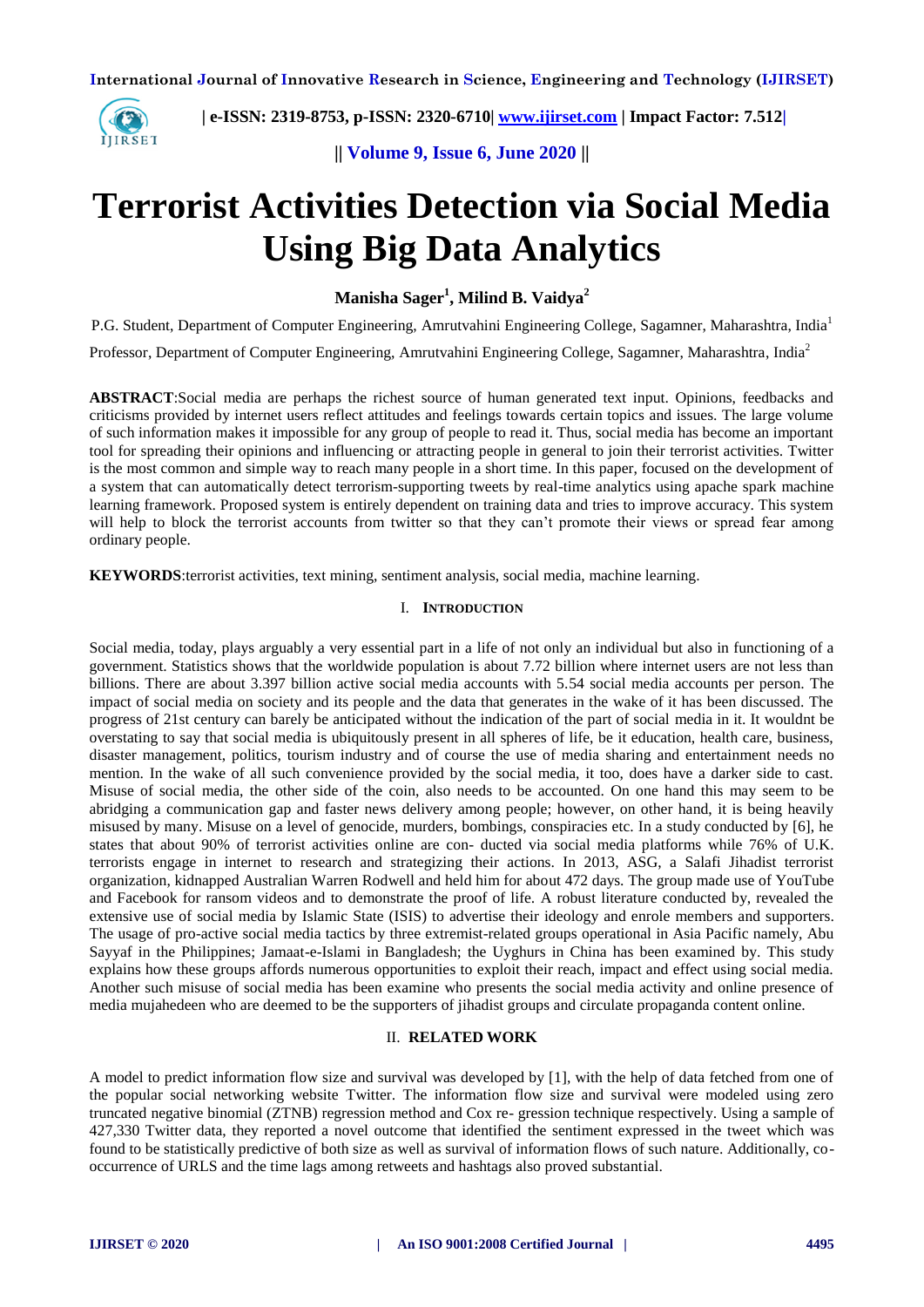# Terrorist Activities Detection via Social Media Using Big Data Analytics

**Manisha Sager[1], Milind B. Vaidya[2]**

P.G. Student, Department of Computer Engineering, Amrutvahini Engineering College, Sagamner, Maharashtra, India[1]

Professor, Department of Computer Engineering, Amrutvahini Engineering College, Sagamner, Maharashtra, India[2]

**ABSTRACT**:Social media are perhaps the richest source of human generated text input. Opinions, feedbacks and criticisms provided by internet users reflect attitudes and feelings towards certain topics and issues. The large volume of such information makes it impossible for any group of people to read it. Thus, social media has become an important tool for spreading their opinions and influencing or attracting people in general to join their terrorist activities. Twitter is the most common and simple way to reach many people in a short time. In this paper, focused on the development of a system that can automatically detect terrorism-supporting tweets by real-time analytics using apache spark machine learning framework. Proposed system is entirely dependent on training data and tries to improve accuracy. This system will help to block the terrorist accounts from twitter so that they can't promote their views or spread fear among ordinary people.

**KEYWORDS**:terrorist activities, text mining, sentiment analysis, social media, machine learning.

## I. Introduction

Social media, today, plays arguably a very essential part in a life of not only an individual but also in functioning of a government. Statistics shows that the worldwide population is about 7.72 billion where internet users are not less than billions. There are about 3.397 billion active social media accounts with 5.54 social media accounts per person. The impact of social media on society and its people and the data that generates in the wake of it has been discussed. The progress of 21st century can barely be anticipated without the indication of the part of social media in it. It wouldnt be overstating to say that social media is ubiquitously present in all spheres of life, be it education, health care, business, disaster management, politics, tourism industry and of course the use of media sharing and entertainment needs no mention. In the wake of all such convenience provided by the social media, it too, does have a darker side to cast. Misuse of social media, the other side of the coin, also needs to be accounted. On one hand this may seem to be abridging a communication gap and faster news delivery among people; however, on other hand, it is being heavily misused by many. Misuse on a level of genocide, murders, bombings, conspiracies etc. In a study conducted by [6], he states that about 90% of terrorist activities online are con- ducted via social media platforms while 76% of U.K. terrorists engage in internet to research and strategizing their actions. In 2013, ASG, a Salafi Jihadist terrorist organization, kidnapped Australian Warren Rodwell and held him for about 472 days. The group made use of YouTube and Facebook for ransom videos and to demonstrate the proof of life. A robust literature conducted by, revealed the extensive use of social media by Islamic State (ISIS) to advertise their ideology and enrole members and supporters. The usage of pro-active social media tactics by three extremist-related groups operational in Asia Pacific namely, Abu Sayyaf in the Philippines; Jamaat-e-Islami in Bangladesh; the Uyghurs in China has been examined by. This study explains how these groups affords numerous opportunities to exploit their reach, impact and effect using social media. Another such misuse of social media has been examine who presents the social media activity and online presence of media mujahedeen who are deemed to be the supporters of jihadist groups and circulate propaganda content online.

## II. RELATED WORK

A model to predict information flow size and survival was developed by [1], with the help of data fetched from one of the popular social networking website Twitter. The information flow size and survival were modeled using zero truncated negative binomial (ZTNB) regression method and Cox re- gression technique respectively. Using a sample of 427,330 Twitter data, they reported a novel outcome that identified the sentiment expressed in the tweet which was found to be statistically predictive of both size as well as survival of information flows of such nature. Additionally, co-occurrence of URLS and the time lags among retweets and hashtags also proved substantial.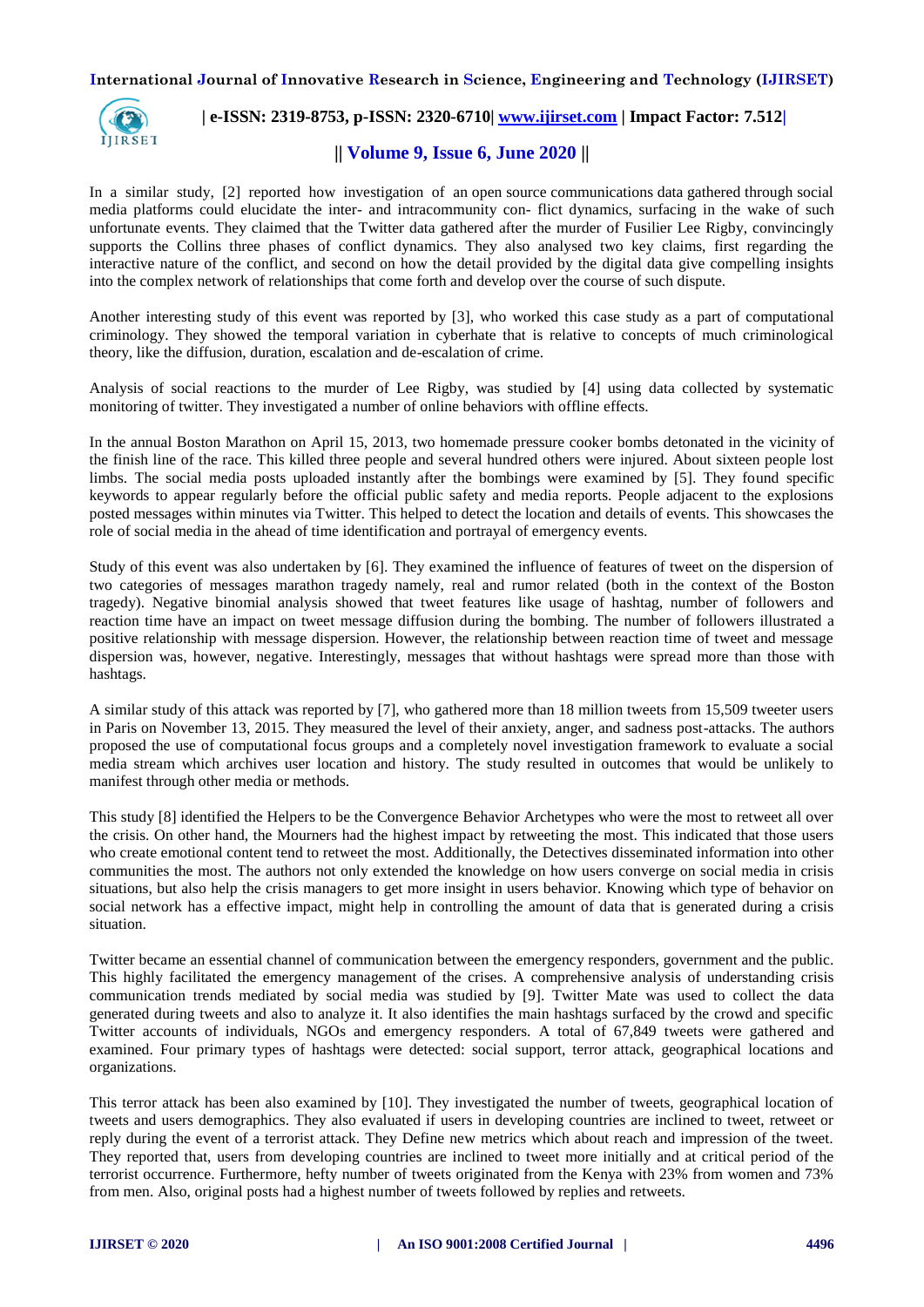In a similar study, [2] reported how investigation of an open source communications data gathered through social media platforms could elucidate the inter- and intracommunity con- flict dynamics, surfacing in the wake of such unfortunate events. They claimed that the Twitter data gathered after the murder of Fusilier Lee Rigby, convincingly supports the Collins three phases of conflict dynamics. They also analysed two key claims, first regarding the interactive nature of the conflict, and second on how the detail provided by the digital data give compelling insights into the complex network of relationships that come forth and develop over the course of such dispute.

Another interesting study of this event was reported by [3], who worked this case study as a part of computational criminology. They showed the temporal variation in cyberhate that is relative to concepts of much criminological theory, like the diffusion, duration, escalation and de-escalation of crime.

Analysis of social reactions to the murder of Lee Rigby, was studied by [4] using data collected by systematic monitoring of twitter. They investigated a number of online behaviors with offline effects.

In the annual Boston Marathon on April 15, 2013, two homemade pressure cooker bombs detonated in the vicinity of the finish line of the race. This killed three people and several hundred others were injured. About sixteen people lost limbs. The social media posts uploaded instantly after the bombings were examined by [5]. They found specific keywords to appear regularly before the official public safety and media reports. People adjacent to the explosions posted messages within minutes via Twitter. This helped to detect the location and details of events. This showcases the role of social media in the ahead of time identification and portrayal of emergency events.

Study of this event was also undertaken by [6]. They examined the influence of features of tweet on the dispersion of two categories of messages marathon tragedy namely, real and rumor related (both in the context of the Boston tragedy). Negative binomial analysis showed that tweet features like usage of hashtag, number of followers and reaction time have an impact on tweet message diffusion during the bombing. The number of followers illustrated a positive relationship with message dispersion. However, the relationship between reaction time of tweet and message dispersion was, however, negative. Interestingly, messages that without hashtags were spread more than those with hashtags.

A similar study of this attack was reported by [7], who gathered more than 18 million tweets from 15,509 tweeter users in Paris on November 13, 2015. They measured the level of their anxiety, anger, and sadness post-attacks. The authors proposed the use of computational focus groups and a completely novel investigation framework to evaluate a social media stream which archives user location and history. The study resulted in outcomes that would be unlikely to manifest through other media or methods.

This study [8] identified the Helpers to be the Convergence Behavior Archetypes who were the most to retweet all over the crisis. On other hand, the Mourners had the highest impact by retweeting the most. This indicated that those users who create emotional content tend to retweet the most. Additionally, the Detectives disseminated information into other communities the most. The authors not only extended the knowledge on how users converge on social media in crisis situations, but also help the crisis managers to get more insight in users behavior. Knowing which type of behavior on social network has a effective impact, might help in controlling the amount of data that is generated during a crisis situation.

Twitter became an essential channel of communication between the emergency responders, government and the public. This highly facilitated the emergency management of the crises. A comprehensive analysis of understanding crisis communication trends mediated by social media was studied by [9]. Twitter Mate was used to collect the data generated during tweets and also to analyze it. It also identifies the main hashtags surfaced by the crowd and specific Twitter accounts of individuals, NGOs and emergency responders. A total of 67,849 tweets were gathered and examined. Four primary types of hashtags were detected: social support, terror attack, geographical locations and organizations.

This terror attack has been also examined by [10]. They investigated the number of tweets, geographical location of tweets and users demographics. They also evaluated if users in developing countries are inclined to tweet, retweet or reply during the event of a terrorist attack. They Define new metrics which about reach and impression of the tweet. They reported that, users from developing countries are inclined to tweet more initially and at critical period of the terrorist occurrence. Furthermore, hefty number of tweets originated from the Kenya with 23% from women and 73% from men. Also, original posts had a highest number of tweets followed by replies and retweets.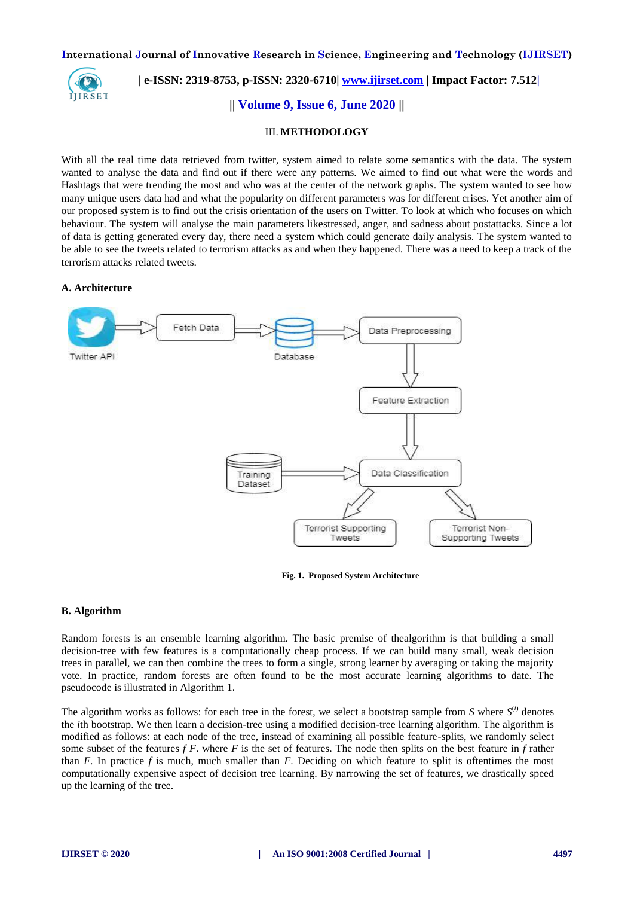## III. METHODOLOGY

With all the real time data retrieved from twitter, system aimed to relate some semantics with the data. The system wanted to analyse the data and find out if there were any patterns. We aimed to find out what were the words and Hashtags that were trending the most and who was at the center of the network graphs. The system wanted to see how many unique users data had and what the popularity on different parameters was for different crises. Yet another aim of our proposed system is to find out the crisis orientation of the users on Twitter. To look at which who focuses on which behaviour. The system will analyse the main parameters likestressed, anger, and sadness about postattacks. Since a lot of data is getting generated every day, there need a system which could generate daily analysis. The system wanted to be able to see the tweets related to terrorism attacks as and when they happened. There was a need to keep a track of the terrorism attacks related tweets.

### A. Architecture

**Fig. 1. Proposed System Architecture**

### B. Algorithm

Random forests is an ensemble learning algorithm. The basic premise of thealgorithm is that building a small decision-tree with few features is a computationally cheap process. If we can build many small, weak decision trees in parallel, we can then combine the trees to form a single, strong learner by averaging or taking the majority vote. In practice, random forests are often found to be the most accurate learning algorithms to date. The pseudocode is illustrated in Algorithm 1.

The algorithm works as follows: for each tree in the forest, we select a bootstrap sample from $S$ where $S^{(i)}$ denotes the $i$th bootstrap. We then learn a decision-tree using a modified decision-tree learning algorithm. The algorithm is modified as follows: at each node of the tree, instead of examining all possible feature-splits, we randomly select some subset of the features $f$ $F$. where $F$ is the set of features. The node then splits on the best feature in $f$ rather than $F$. In practice $f$ is much, much smaller than $F$. Deciding on which feature to split is oftentimes the most computationally expensive aspect of decision tree learning. By narrowing the set of features, we drastically speed up the learning of the tree.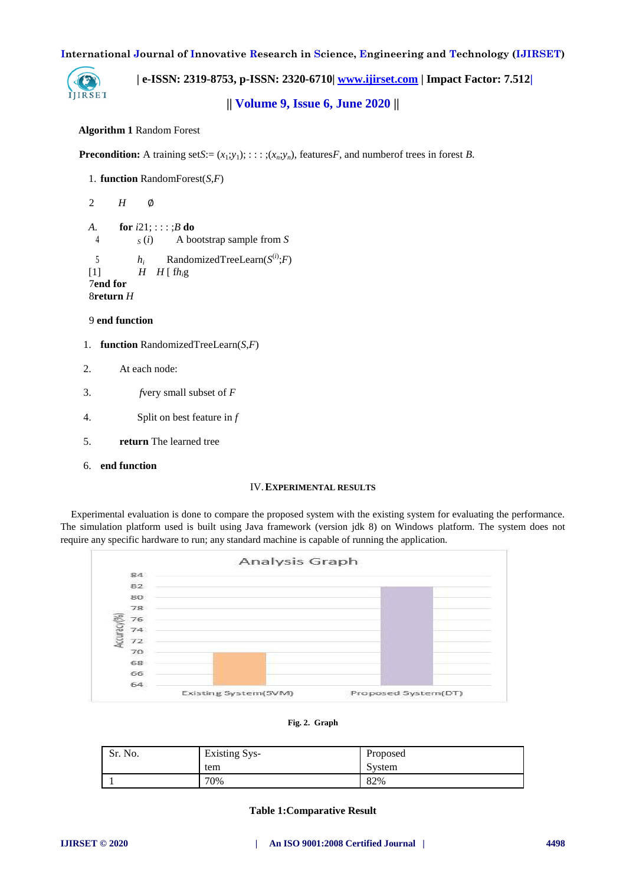**Algorithm 1** Random Forest

**Precondition:** A training set$S$:= ($x_1$;$y_1$); : : : ;($x_n$;$y_n$), features$F$, and numberof trees in forest $B$.

1. **function** RandomForest($S$,$F$)

2 $H$ ∅

A. **for** $i$21; : : : ;$B$ **do**
4 $_S$ ($i$) A bootstrap sample from $S$

5 $h_i$ RandomizedTreeLearn($S^{(i)}$;$F$)
[1] $H$ $H$ [ f$h_i$g
7**end for**
8**return** $H$

9 **end function**

1. **function** RandomizedTreeLearn($S$,$F$)

2. At each node:

3. $f$very small subset of $F$

4. Split on best feature in $f$

5. **return** The learned tree

6. **end function**

## IV. Experimental Results

Experimental evaluation is done to compare the proposed system with the existing system for evaluating the performance. The simulation platform used is built using Java framework (version jdk 8) on Windows platform. The system does not require any specific hardware to run; any standard machine is capable of running the application.

**Fig. 2. Graph**

| Sr. No. | Existing System | Proposed System |
|---|---|---|
| 1 | 70% | 82% |

**Table 1:Comparative Result**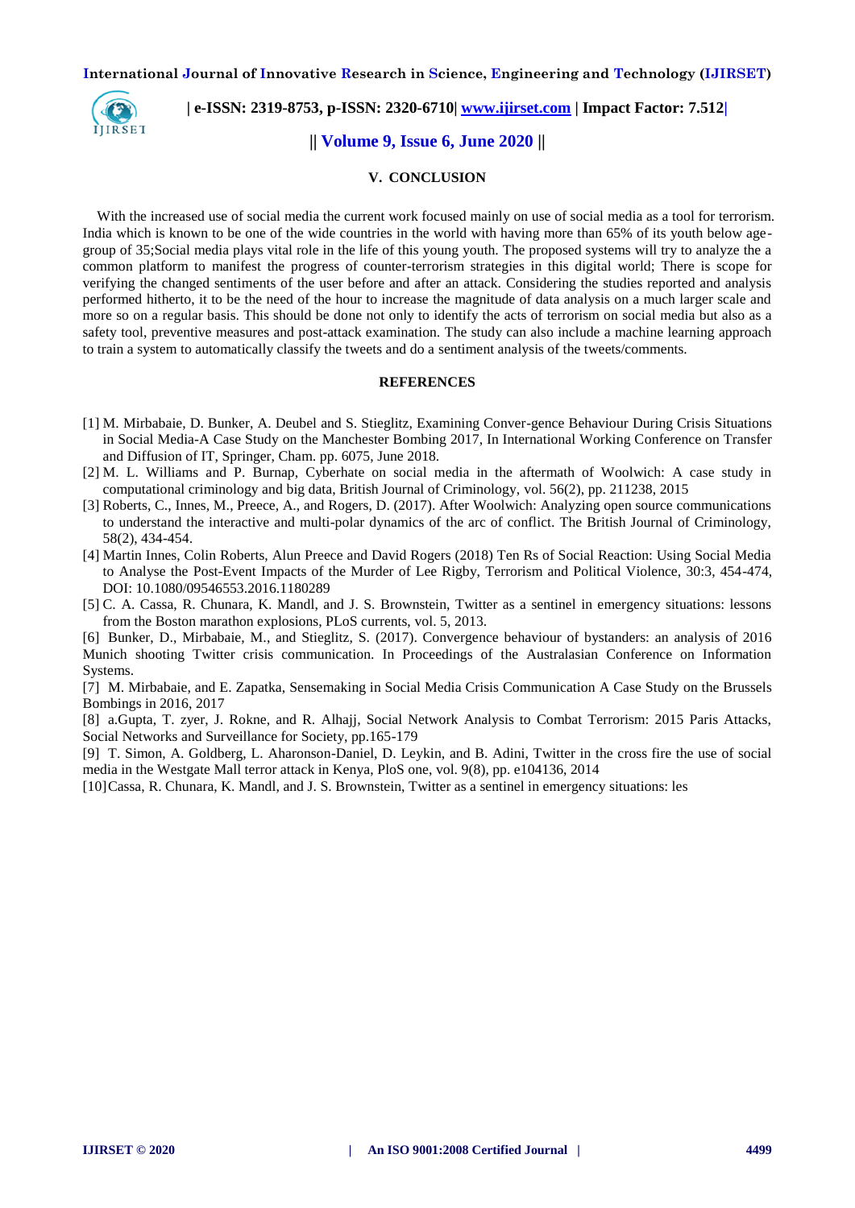## V. CONCLUSION

With the increased use of social media the current work focused mainly on use of social media as a tool for terrorism. India which is known to be one of the wide countries in the world with having more than 65% of its youth below age-group of 35;Social media plays vital role in the life of this young youth. The proposed systems will try to analyze the a common platform to manifest the progress of counter-terrorism strategies in this digital world; There is scope for verifying the changed sentiments of the user before and after an attack. Considering the studies reported and analysis performed hitherto, it to be the need of the hour to increase the magnitude of data analysis on a much larger scale and more so on a regular basis. This should be done not only to identify the acts of terrorism on social media but also as a safety tool, preventive measures and post-attack examination. The study can also include a machine learning approach to train a system to automatically classify the tweets and do a sentiment analysis of the tweets/comments.

## REFERENCES

[1] M. Mirbabaie, D. Bunker, A. Deubel and S. Stieglitz, Examining Conver-gence Behaviour During Crisis Situations in Social Media-A Case Study on the Manchester Bombing 2017, In International Working Conference on Transfer and Diffusion of IT, Springer, Cham. pp. 6075, June 2018.

[2] M. L. Williams and P. Burnap, Cyberhate on social media in the aftermath of Woolwich: A case study in computational criminology and big data, British Journal of Criminology, vol. 56(2), pp. 211238, 2015

[3] Roberts, C., Innes, M., Preece, A., and Rogers, D. (2017). After Woolwich: Analyzing open source communications to understand the interactive and multi-polar dynamics of the arc of conflict. The British Journal of Criminology, 58(2), 434-454.

[4] Martin Innes, Colin Roberts, Alun Preece and David Rogers (2018) Ten Rs of Social Reaction: Using Social Media to Analyse the Post-Event Impacts of the Murder of Lee Rigby, Terrorism and Political Violence, 30:3, 454-474, DOI: 10.1080/09546553.2016.1180289

[5] C. A. Cassa, R. Chunara, K. Mandl, and J. S. Brownstein, Twitter as a sentinel in emergency situations: lessons from the Boston marathon explosions, PLoS currents, vol. 5, 2013.

[6] Bunker, D., Mirbabaie, M., and Stieglitz, S. (2017). Convergence behaviour of bystanders: an analysis of 2016 Munich shooting Twitter crisis communication. In Proceedings of the Australasian Conference on Information Systems.

[7] M. Mirbabaie, and E. Zapatka, Sensemaking in Social Media Crisis Communication A Case Study on the Brussels Bombings in 2016, 2017

[8] a.Gupta, T. zyer, J. Rokne, and R. Alhajj, Social Network Analysis to Combat Terrorism: 2015 Paris Attacks, Social Networks and Surveillance for Society, pp.165-179

[9] T. Simon, A. Goldberg, L. Aharonson-Daniel, D. Leykin, and B. Adini, Twitter in the cross fire the use of social media in the Westgate Mall terror attack in Kenya, PloS one, vol. 9(8), pp. e104136, 2014

[10] Cassa, R. Chunara, K. Mandl, and J. S. Brownstein, Twitter as a sentinel in emergency situations: les